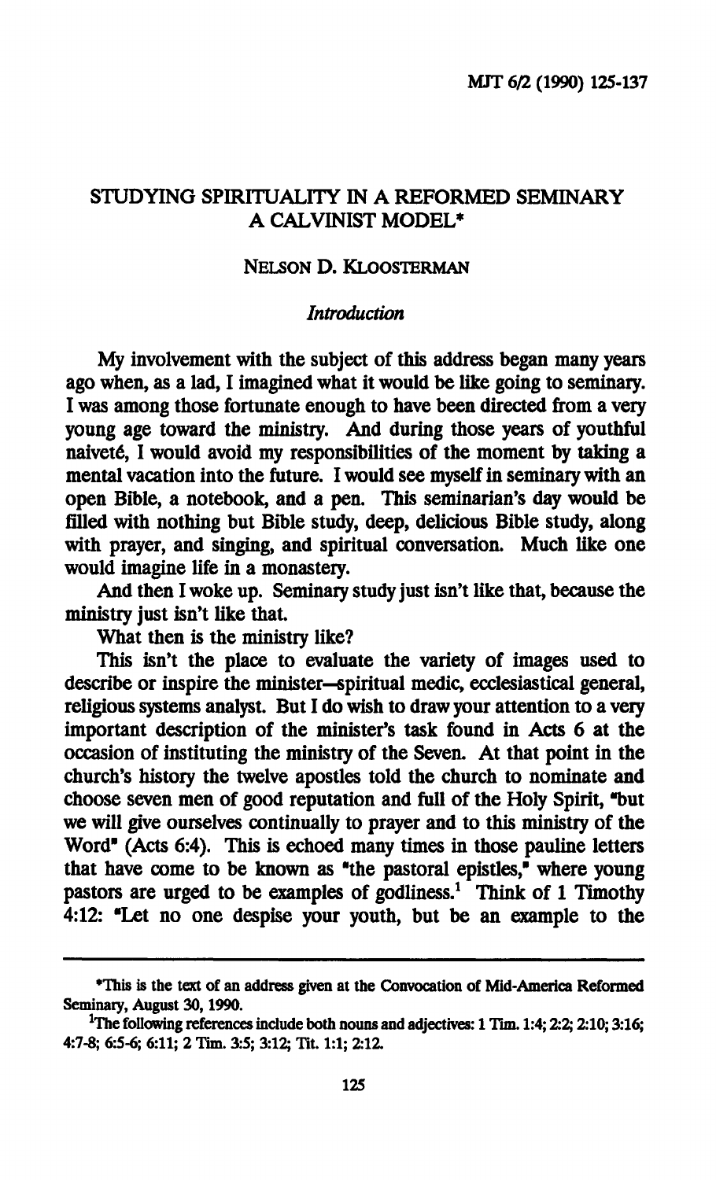# STUDYING SPIRITUALITY IN A REFORMED SEMINARY
# A CALVINIST MODEL*

NELSON D. KLOOSTERMAN

*Introduction*

My involvement with the subject of this address began many years ago when, as a lad, I imagined what it would be like going to seminary. I was among those fortunate enough to have been directed from a very young age toward the ministry. And during those years of youthful naiveté, I would avoid my responsibilities of the moment by taking a mental vacation into the future. I would see myself in seminary with an open Bible, a notebook, and a pen. This seminarian's day would be filled with nothing but Bible study, deep, delicious Bible study, along with prayer, and singing, and spiritual conversation. Much like one would imagine life in a monastery.

And then I woke up. Seminary study just isn't like that, because the ministry just isn't like that.

What then is the ministry like?

This isn't the place to evaluate the variety of images used to describe or inspire the minister—spiritual medic, ecclesiastical general, religious systems analyst. But I do wish to draw your attention to a very important description of the minister's task found in Acts 6 at the occasion of instituting the ministry of the Seven. At that point in the church's history the twelve apostles told the church to nominate and choose seven men of good reputation and full of the Holy Spirit, "but we will give ourselves continually to prayer and to this ministry of the Word" (Acts 6:4). This is echoed many times in those pauline letters that have come to be known as "the pastoral epistles," where young pastors are urged to be examples of godliness.[1] Think of 1 Timothy 4:12: "Let no one despise your youth, but be an example to the

---

*This is the text of an address given at the Convocation of Mid-America Reformed Seminary, August 30, 1990.

[1]The following references include both nouns and adjectives: 1 Tim. 1:4; 2:2; 2:10; 3:16; 4:7-8; 6:5-6; 6:11; 2 Tim. 3:5; 3:12; Tit. 1:1; 2:12.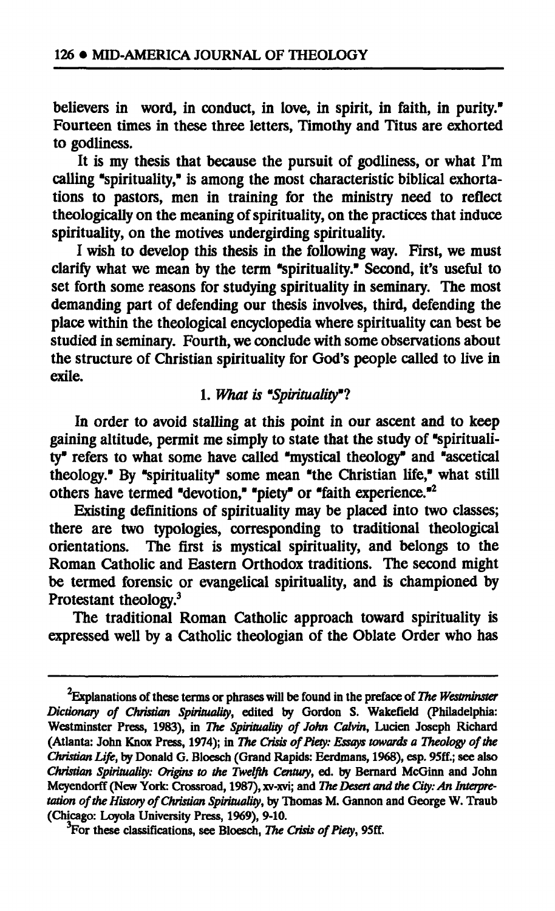believers in word, in conduct, in love, in spirit, in faith, in purity." Fourteen times in these three letters, Timothy and Titus are exhorted to godliness.

It is my thesis that because the pursuit of godliness, or what I'm calling "spirituality," is among the most characteristic biblical exhortations to pastors, men in training for the ministry need to reflect theologically on the meaning of spirituality, on the practices that induce spirituality, on the motives undergirding spirituality.

I wish to develop this thesis in the following way. First, we must clarify what we mean by the term "spirituality." Second, it's useful to set forth some reasons for studying spirituality in seminary. The most demanding part of defending our thesis involves, third, defending the place within the theological encyclopedia where spirituality can best be studied in seminary. Fourth, we conclude with some observations about the structure of Christian spirituality for God's people called to live in exile.

## 1. *What is "Spirituality"?*

In order to avoid stalling at this point in our ascent and to keep gaining altitude, permit me simply to state that the study of "spirituality" refers to what some have called "mystical theology" and "ascetical theology." By "spirituality" some mean "the Christian life," what still others have termed "devotion," "piety" or "faith experience."[2]

Existing definitions of spirituality may be placed into two classes; there are two typologies, corresponding to traditional theological orientations. The first is mystical spirituality, and belongs to the Roman Catholic and Eastern Orthodox traditions. The second might be termed forensic or evangelical spirituality, and is championed by Protestant theology.[3]

The traditional Roman Catholic approach toward spirituality is expressed well by a Catholic theologian of the Oblate Order who has

---

[2]Explanations of these terms or phrases will be found in the preface of *The Westminster Dictionary of Christian Spirituality*, edited by Gordon S. Wakefield (Philadelphia: Westminster Press, 1983), in *The Spirituality of John Calvin*, Lucien Joseph Richard (Atlanta: John Knox Press, 1974); in *The Crisis of Piety: Essays towards a Theology of the Christian Life*, by Donald G. Bloesch (Grand Rapids: Eerdmans, 1968), esp. 95ff.; see also *Christian Spirituality: Origins to the Twelfth Century*, ed. by Bernard McGinn and John Meyendorff (New York: Crossroad, 1987), xv-xvi; and *The Desert and the City: An Interpretation of the History of Christian Spirituality*, by Thomas M. Gannon and George W. Traub (Chicago: Loyola University Press, 1969), 9-10.

[3]For these classifications, see Bloesch, *The Crisis of Piety*, 95ff.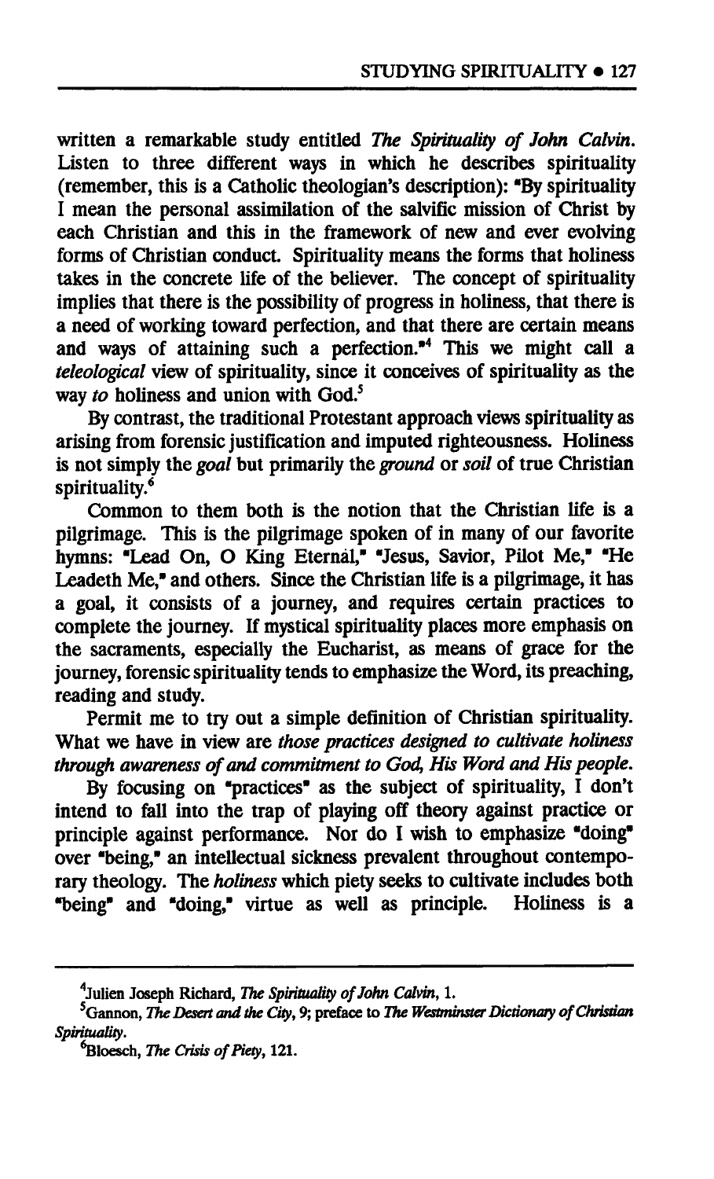written a remarkable study entitled *The Spirituality of John Calvin*. Listen to three different ways in which he describes spirituality (remember, this is a Catholic theologian's description): "By spirituality I mean the personal assimilation of the salvific mission of Christ by each Christian and this in the framework of new and ever evolving forms of Christian conduct. Spirituality means the forms that holiness takes in the concrete life of the believer. The concept of spirituality implies that there is the possibility of progress in holiness, that there is a need of working toward perfection, and that there are certain means and ways of attaining such a perfection."[4] This we might call a *teleological* view of spirituality, since it conceives of spirituality as the way *to* holiness and union with God.[5]

By contrast, the traditional Protestant approach views spirituality as arising from forensic justification and imputed righteousness. Holiness is not simply the *goal* but primarily the *ground* or *soil* of true Christian spirituality.[6]

Common to them both is the notion that the Christian life is a pilgrimage. This is the pilgrimage spoken of in many of our favorite hymns: "Lead On, O King Eternal," "Jesus, Savior, Pilot Me," "He Leadeth Me," and others. Since the Christian life is a pilgrimage, it has a goal, it consists of a journey, and requires certain practices to complete the journey. If mystical spirituality places more emphasis on the sacraments, especially the Eucharist, as means of grace for the journey, forensic spirituality tends to emphasize the Word, its preaching, reading and study.

Permit me to try out a simple definition of Christian spirituality. What we have in view are *those practices designed to cultivate holiness through awareness of and commitment to God, His Word and His people.*

By focusing on "practices" as the subject of spirituality, I don't intend to fall into the trap of playing off theory against practice or principle against performance. Nor do I wish to emphasize "doing" over "being," an intellectual sickness prevalent throughout contemporary theology. The *holiness* which piety seeks to cultivate includes both "being" and "doing," virtue as well as principle. Holiness is a

---

[4] Julien Joseph Richard, *The Spirituality of John Calvin*, 1.

[5] Gannon, *The Desert and the City*, 9; preface to *The Westminster Dictionary of Christian Spirituality*.

[6] Bloesch, *The Crisis of Piety*, 121.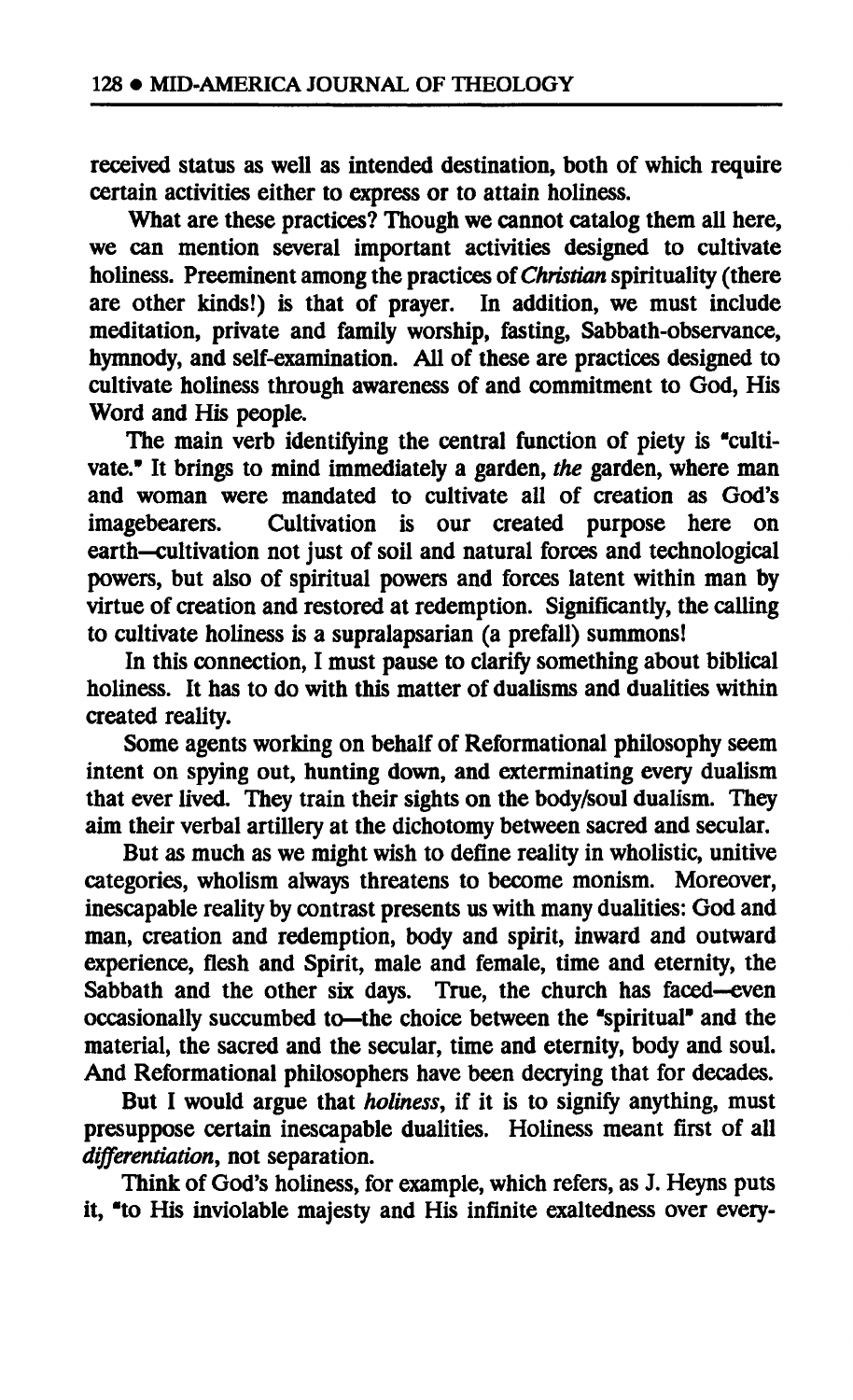received status as well as intended destination, both of which require certain activities either to express or to attain holiness.

What are these practices? Though we cannot catalog them all here, we can mention several important activities designed to cultivate holiness. Preeminent among the practices of *Christian* spirituality (there are other kinds!) is that of prayer. In addition, we must include meditation, private and family worship, fasting, Sabbath-observance, hymnody, and self-examination. All of these are practices designed to cultivate holiness through awareness of and commitment to God, His Word and His people.

The main verb identifying the central function of piety is "cultivate." It brings to mind immediately a garden, *the* garden, where man and woman were mandated to cultivate all of creation as God's imagebearers. Cultivation is our created purpose here on earth—cultivation not just of soil and natural forces and technological powers, but also of spiritual powers and forces latent within man by virtue of creation and restored at redemption. Significantly, the calling to cultivate holiness is a supralapsarian (a prefall) summons!

In this connection, I must pause to clarify something about biblical holiness. It has to do with this matter of dualisms and dualities within created reality.

Some agents working on behalf of Reformational philosophy seem intent on spying out, hunting down, and exterminating every dualism that ever lived. They train their sights on the body/soul dualism. They aim their verbal artillery at the dichotomy between sacred and secular.

But as much as we might wish to define reality in wholistic, unitive categories, wholism always threatens to become monism. Moreover, inescapable reality by contrast presents us with many dualities: God and man, creation and redemption, body and spirit, inward and outward experience, flesh and Spirit, male and female, time and eternity, the Sabbath and the other six days. True, the church has faced—even occasionally succumbed to—the choice between the "spiritual" and the material, the sacred and the secular, time and eternity, body and soul. And Reformational philosophers have been decrying that for decades.

But I would argue that *holiness*, if it is to signify anything, must presuppose certain inescapable dualities. Holiness meant first of all *differentiation*, not separation.

Think of God's holiness, for example, which refers, as J. Heyns puts it, "to His inviolable majesty and His infinite exaltedness over every-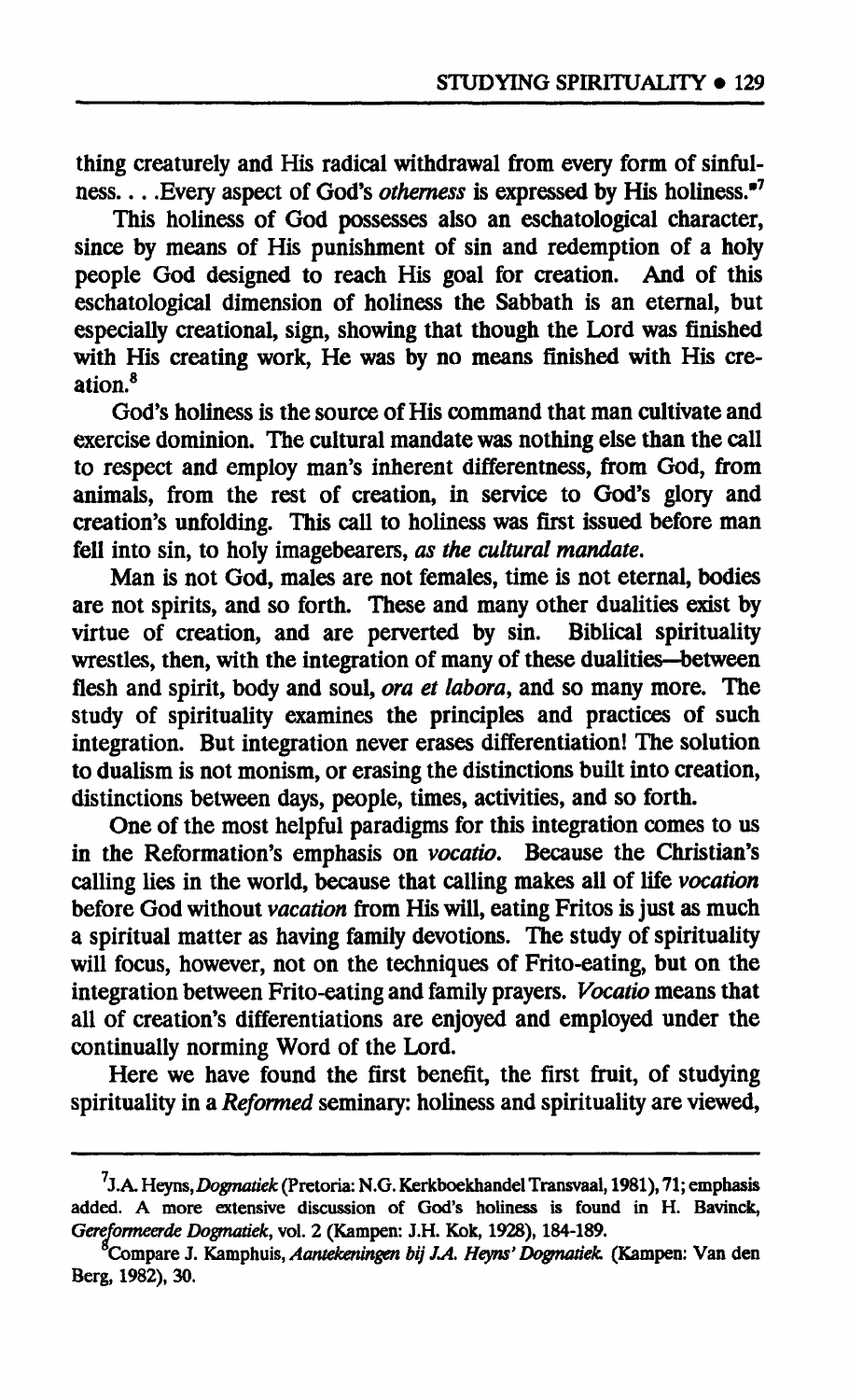thing creaturely and His radical withdrawal from every form of sinfulness. . . .Every aspect of God's *otherness* is expressed by His holiness."[7]

This holiness of God possesses also an eschatological character, since by means of His punishment of sin and redemption of a holy people God designed to reach His goal for creation. And of this eschatological dimension of holiness the Sabbath is an eternal, but especially creational, sign, showing that though the Lord was finished with His creating work, He was by no means finished with His creation.[8]

God's holiness is the source of His command that man cultivate and exercise dominion. The cultural mandate was nothing else than the call to respect and employ man's inherent differentness, from God, from animals, from the rest of creation, in service to God's glory and creation's unfolding. This call to holiness was first issued before man fell into sin, to holy imagebearers, *as the cultural mandate*.

Man is not God, males are not females, time is not eternal, bodies are not spirits, and so forth. These and many other dualities exist by virtue of creation, and are perverted by sin. Biblical spirituality wrestles, then, with the integration of many of these dualities—between flesh and spirit, body and soul, *ora et labora*, and so many more. The study of spirituality examines the principles and practices of such integration. But integration never erases differentiation! The solution to dualism is not monism, or erasing the distinctions built into creation, distinctions between days, people, times, activities, and so forth.

One of the most helpful paradigms for this integration comes to us in the Reformation's emphasis on *vocatio*. Because the Christian's calling lies in the world, because that calling makes all of life *vocation* before God without *vacation* from His will, eating Fritos is just as much a spiritual matter as having family devotions. The study of spirituality will focus, however, not on the techniques of Frito-eating, but on the integration between Frito-eating and family prayers. *Vocatio* means that all of creation's differentiations are enjoyed and employed under the continually norming Word of the Lord.

Here we have found the first benefit, the first fruit, of studying spirituality in a *Reformed* seminary: holiness and spirituality are viewed,

---

[7] J.A. Heyns, *Dogmatiek* (Pretoria: N.G. Kerkboekhandel Transvaal, 1981), 71; emphasis added. A more extensive discussion of God's holiness is found in H. Bavinck, *Gereformeerde Dogmatiek*, vol. 2 (Kampen: J.H. Kok, 1928), 184-189.

[8] Compare J. Kamphuis, *Aantekeningen bij J.A. Heyns' Dogmatiek* (Kampen: Van den Berg, 1982), 30.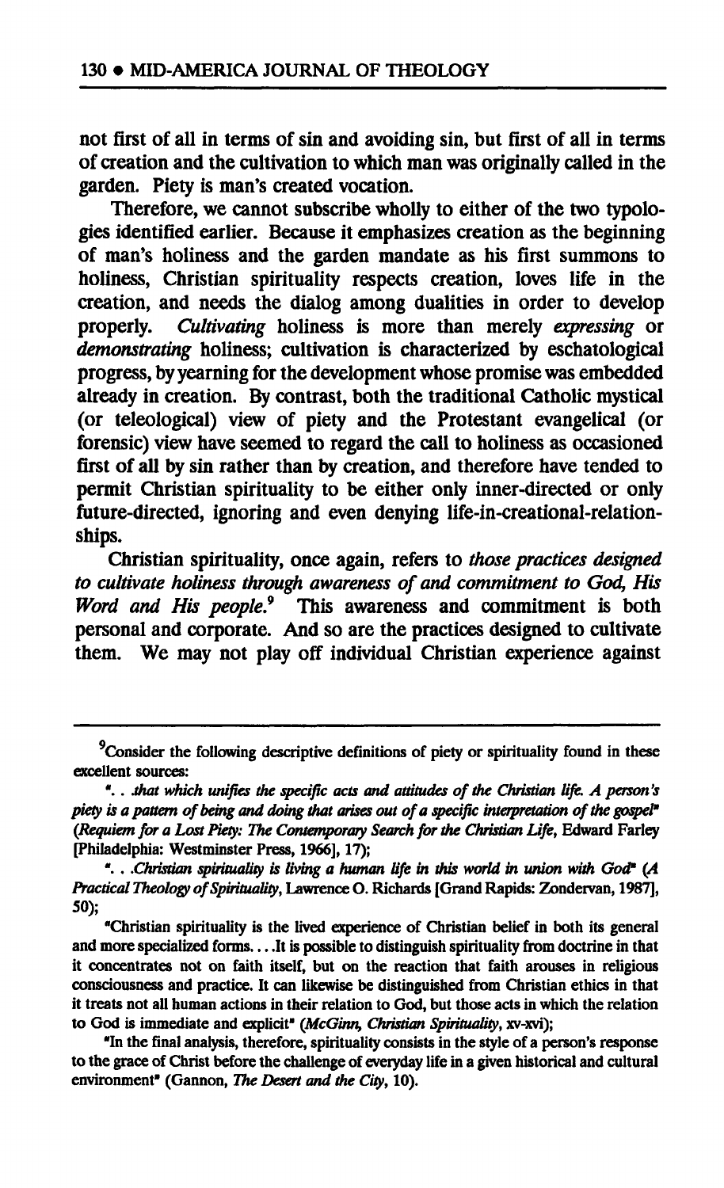not first of all in terms of sin and avoiding sin, but first of all in terms of creation and the cultivation to which man was originally called in the garden. Piety is man's created vocation.

Therefore, we cannot subscribe wholly to either of the two typologies identified earlier. Because it emphasizes creation as the beginning of man's holiness and the garden mandate as his first summons to holiness, Christian spirituality respects creation, loves life in the creation, and needs the dialog among dualities in order to develop properly. *Cultivating* holiness is more than merely *expressing* or *demonstrating* holiness; cultivation is characterized by eschatological progress, by yearning for the development whose promise was embedded already in creation. By contrast, both the traditional Catholic mystical (or teleological) view of piety and the Protestant evangelical (or forensic) view have seemed to regard the call to holiness as occasioned first of all by sin rather than by creation, and therefore have tended to permit Christian spirituality to be either only inner-directed or only future-directed, ignoring and even denying life-in-creational-relationships.

Christian spirituality, once again, refers to *those practices designed to cultivate holiness through awareness of and commitment to God, His Word and His people.*[9] This awareness and commitment is both personal and corporate. And so are the practices designed to cultivate them. We may not play off individual Christian experience against

---

[9]Consider the following descriptive definitions of piety or spirituality found in these excellent sources:

". . .*that which unifies the specific acts and attitudes of the Christian life. A person's piety is a pattern of being and doing that arises out of a specific interpretation of the gospel*" (*Requiem for a Lost Piety: The Contemporary Search for the Christian Life*, Edward Farley [Philadelphia: Westminster Press, 1966], 17);

". . .*Christian spirituality is living a human life in this world in union with God*" (*A Practical Theology of Spirituality*, Lawrence O. Richards [Grand Rapids: Zondervan, 1987], 50);

"Christian spirituality is the lived experience of Christian belief in both its general and more specialized forms. . . .It is possible to distinguish spirituality from doctrine in that it concentrates not on faith itself, but on the reaction that faith arouses in religious consciousness and practice. It can likewise be distinguished from Christian ethics in that it treats not all human actions in their relation to God, but those acts in which the relation to God is immediate and explicit" (*McGinn, Christian Spirituality*, xv-xvi);

"In the final analysis, therefore, spirituality consists in the style of a person's response to the grace of Christ before the challenge of everyday life in a given historical and cultural environment" (Gannon, *The Desert and the City*, 10).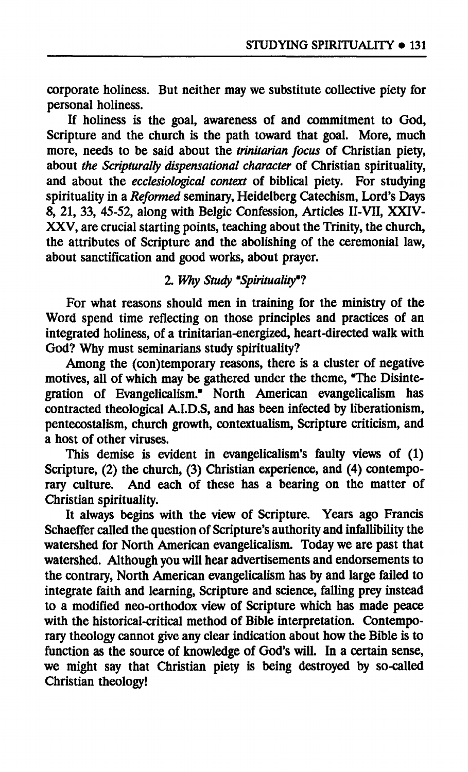corporate holiness. But neither may we substitute collective piety for personal holiness.

If holiness is the goal, awareness of and commitment to God, Scripture and the church is the path toward that goal. More, much more, needs to be said about the *trinitarian focus* of Christian piety, about *the Scripturally dispensational character* of Christian spirituality, and about the *ecclesiological context* of biblical piety. For studying spirituality in a *Reformed* seminary, Heidelberg Catechism, Lord's Days 8, 21, 33, 45-52, along with Belgic Confession, Articles II-VII, XXIV-XXV, are crucial starting points, teaching about the Trinity, the church, the attributes of Scripture and the abolishing of the ceremonial law, about sanctification and good works, about prayer.

### 2. *Why Study "Spirituality"?*

For what reasons should men in training for the ministry of the Word spend time reflecting on those principles and practices of an integrated holiness, of a trinitarian-energized, heart-directed walk with God? Why must seminarians study spirituality?

Among the (con)temporary reasons, there is a cluster of negative motives, all of which may be gathered under the theme, "The Disintegration of Evangelicalism." North American evangelicalism has contracted theological A.I.D.S, and has been infected by liberationism, pentecostalism, church growth, contextualism, Scripture criticism, and a host of other viruses.

This demise is evident in evangelicalism's faulty views of (1) Scripture, (2) the church, (3) Christian experience, and (4) contemporary culture. And each of these has a bearing on the matter of Christian spirituality.

It always begins with the view of Scripture. Years ago Francis Schaeffer called the question of Scripture's authority and infallibility the watershed for North American evangelicalism. Today we are past that watershed. Although you will hear advertisements and endorsements to the contrary, North American evangelicalism has by and large failed to integrate faith and learning, Scripture and science, falling prey instead to a modified neo-orthodox view of Scripture which has made peace with the historical-critical method of Bible interpretation. Contemporary theology cannot give any clear indication about how the Bible is to function as the source of knowledge of God's will. In a certain sense, we might say that Christian piety is being destroyed by so-called Christian theology!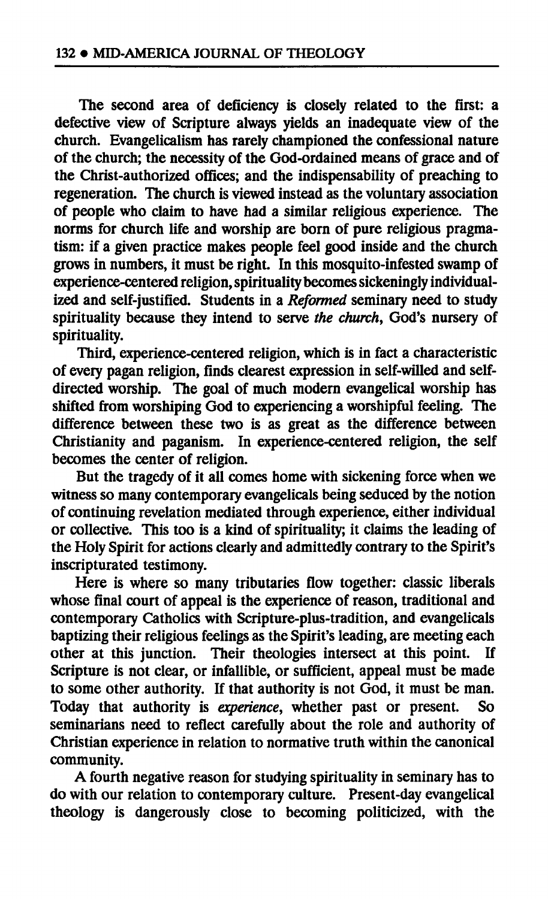The second area of deficiency is closely related to the first: a defective view of Scripture always yields an inadequate view of the church. Evangelicalism has rarely championed the confessional nature of the church; the necessity of the God-ordained means of grace and of the Christ-authorized offices; and the indispensability of preaching to regeneration. The church is viewed instead as the voluntary association of people who claim to have had a similar religious experience. The norms for church life and worship are born of pure religious pragmatism: if a given practice makes people feel good inside and the church grows in numbers, it must be right. In this mosquito-infested swamp of experience-centered religion, spirituality becomes sickeningly individualized and self-justified. Students in a *Reformed* seminary need to study spirituality because they intend to serve *the church*, God's nursery of spirituality.

Third, experience-centered religion, which is in fact a characteristic of every pagan religion, finds clearest expression in self-willed and self-directed worship. The goal of much modern evangelical worship has shifted from worshiping God to experiencing a worshipful feeling. The difference between these two is as great as the difference between Christianity and paganism. In experience-centered religion, the self becomes the center of religion.

But the tragedy of it all comes home with sickening force when we witness so many contemporary evangelicals being seduced by the notion of continuing revelation mediated through experience, either individual or collective. This too is a kind of spirituality; it claims the leading of the Holy Spirit for actions clearly and admittedly contrary to the Spirit's inscripturated testimony.

Here is where so many tributaries flow together: classic liberals whose final court of appeal is the experience of reason, traditional and contemporary Catholics with Scripture-plus-tradition, and evangelicals baptizing their religious feelings as the Spirit's leading, are meeting each other at this junction. Their theologies intersect at this point. If Scripture is not clear, or infallible, or sufficient, appeal must be made to some other authority. If that authority is not God, it must be man. Today that authority is *experience*, whether past or present. So seminarians need to reflect carefully about the role and authority of Christian experience in relation to normative truth within the canonical community.

A fourth negative reason for studying spirituality in seminary has to do with our relation to contemporary culture. Present-day evangelical theology is dangerously close to becoming politicized, with the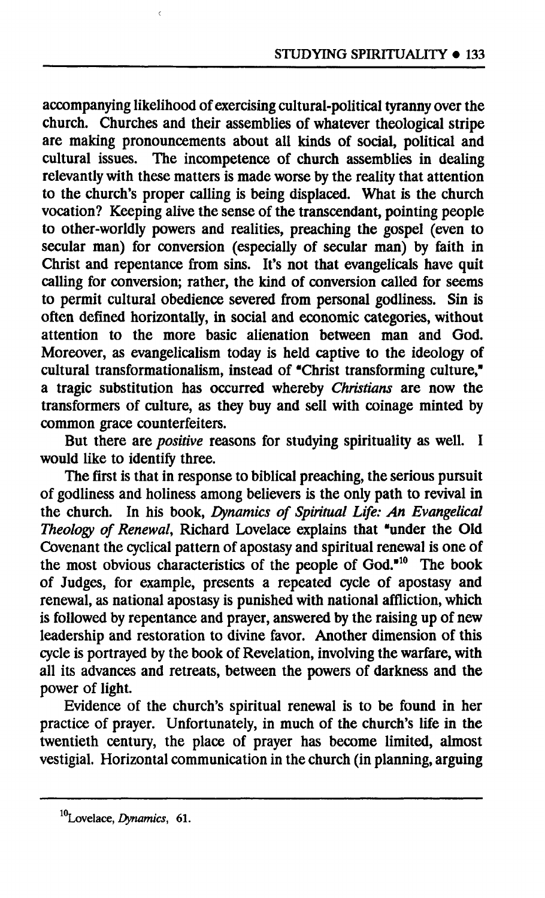accompanying likelihood of exercising cultural-political tyranny over the church. Churches and their assemblies of whatever theological stripe are making pronouncements about all kinds of social, political and cultural issues. The incompetence of church assemblies in dealing relevantly with these matters is made worse by the reality that attention to the church's proper calling is being displaced. What is the church vocation? Keeping alive the sense of the transcendant, pointing people to other-worldly powers and realities, preaching the gospel (even to secular man) for conversion (especially of secular man) by faith in Christ and repentance from sins. It's not that evangelicals have quit calling for conversion; rather, the kind of conversion called for seems to permit cultural obedience severed from personal godliness. Sin is often defined horizontally, in social and economic categories, without attention to the more basic alienation between man and God. Moreover, as evangelicalism today is held captive to the ideology of cultural transformationalism, instead of "Christ transforming culture," a tragic substitution has occurred whereby *Christians* are now the transformers of culture, as they buy and sell with coinage minted by common grace counterfeiters.

But there are *positive* reasons for studying spirituality as well. I would like to identify three.

The first is that in response to biblical preaching, the serious pursuit of godliness and holiness among believers is the only path to revival in the church. In his book, *Dynamics of Spiritual Life: An Evangelical Theology of Renewal*, Richard Lovelace explains that "under the Old Covenant the cyclical pattern of apostasy and spiritual renewal is one of the most obvious characteristics of the people of God."[10] The book of Judges, for example, presents a repeated cycle of apostasy and renewal, as national apostasy is punished with national affliction, which is followed by repentance and prayer, answered by the raising up of new leadership and restoration to divine favor. Another dimension of this cycle is portrayed by the book of Revelation, involving the warfare, with all its advances and retreats, between the powers of darkness and the power of light.

Evidence of the church's spiritual renewal is to be found in her practice of prayer. Unfortunately, in much of the church's life in the twentieth century, the place of prayer has become limited, almost vestigial. Horizontal communication in the church (in planning, arguing

---

[10]Lovelace, *Dynamics*, 61.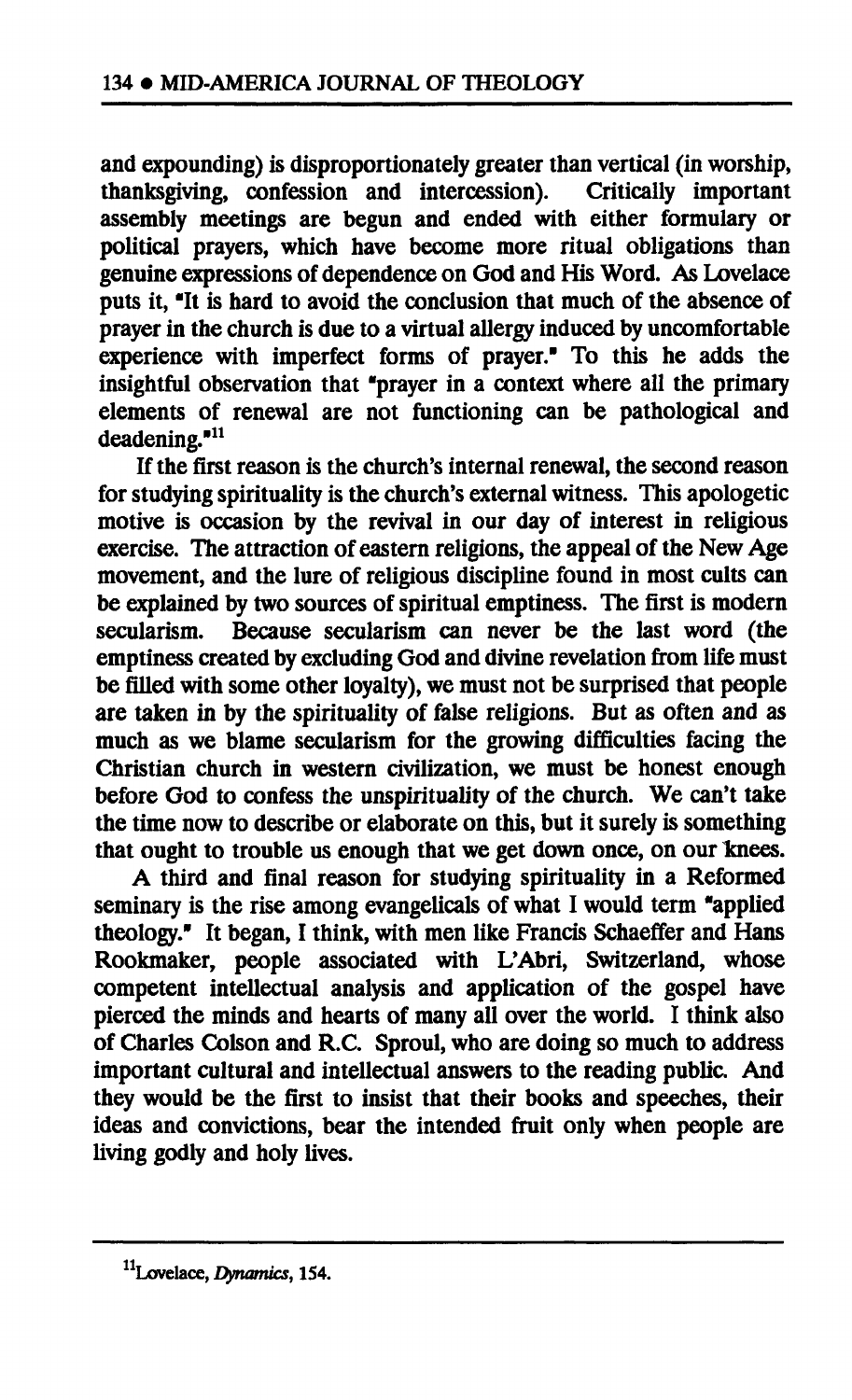and expounding) is disproportionately greater than vertical (in worship, thanksgiving, confession and intercession). Critically important assembly meetings are begun and ended with either formulary or political prayers, which have become more ritual obligations than genuine expressions of dependence on God and His Word. As Lovelace puts it, "It is hard to avoid the conclusion that much of the absence of prayer in the church is due to a virtual allergy induced by uncomfortable experience with imperfect forms of prayer." To this he adds the insightful observation that "prayer in a context where all the primary elements of renewal are not functioning can be pathological and deadening."[11]

If the first reason is the church's internal renewal, the second reason for studying spirituality is the church's external witness. This apologetic motive is occasion by the revival in our day of interest in religious exercise. The attraction of eastern religions, the appeal of the New Age movement, and the lure of religious discipline found in most cults can be explained by two sources of spiritual emptiness. The first is modern secularism. Because secularism can never be the last word (the emptiness created by excluding God and divine revelation from life must be filled with some other loyalty), we must not be surprised that people are taken in by the spirituality of false religions. But as often and as much as we blame secularism for the growing difficulties facing the Christian church in western civilization, we must be honest enough before God to confess the unspirituality of the church. We can't take the time now to describe or elaborate on this, but it surely is something that ought to trouble us enough that we get down once, on our knees.

A third and final reason for studying spirituality in a Reformed seminary is the rise among evangelicals of what I would term "applied theology." It began, I think, with men like Francis Schaeffer and Hans Rookmaker, people associated with L'Abri, Switzerland, whose competent intellectual analysis and application of the gospel have pierced the minds and hearts of many all over the world. I think also of Charles Colson and R.C. Sproul, who are doing so much to address important cultural and intellectual answers to the reading public. And they would be the first to insist that their books and speeches, their ideas and convictions, bear the intended fruit only when people are living godly and holy lives.

---

[11]Lovelace, *Dynamics*, 154.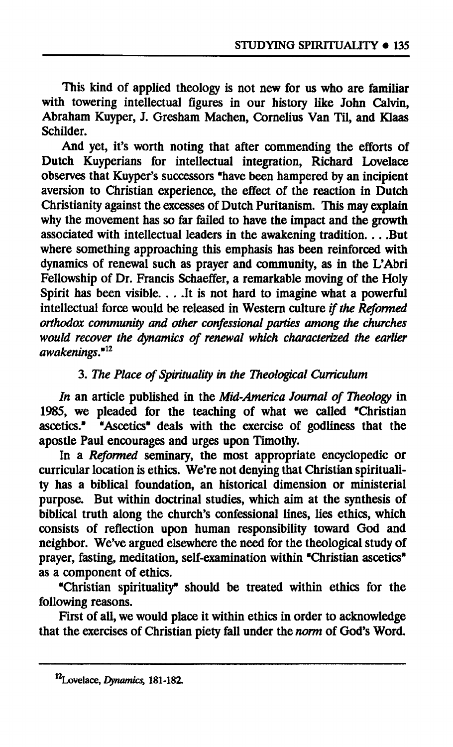This kind of applied theology is not new for us who are familiar with towering intellectual figures in our history like John Calvin, Abraham Kuyper, J. Gresham Machen, Cornelius Van Til, and Klaas Schilder.

And yet, it's worth noting that after commending the efforts of Dutch Kuyperians for intellectual integration, Richard Lovelace observes that Kuyper's successors "have been hampered by an incipient aversion to Christian experience, the effect of the reaction in Dutch Christianity against the excesses of Dutch Puritanism. This may explain why the movement has so far failed to have the impact and the growth associated with intellectual leaders in the awakening tradition. . . .But where something approaching this emphasis has been reinforced with dynamics of renewal such as prayer and community, as in the L'Abri Fellowship of Dr. Francis Schaeffer, a remarkable moving of the Holy Spirit has been visible. . . .It is not hard to imagine what a powerful intellectual force would be released in Western culture *if the Reformed orthodox community and other confessional parties among the churches would recover the dynamics of renewal which characterized the earlier awakenings*."[12]

### 3. *The Place of Spirituality in the Theological Curriculum*

*In* an article published in the *Mid-America Journal of Theology* in 1985, we pleaded for the teaching of what we called "Christian ascetics." "Ascetics" deals with the exercise of godliness that the apostle Paul encourages and urges upon Timothy.

In a *Reformed* seminary, the most appropriate encyclopedic or curricular location is ethics. We're not denying that Christian spirituality has a biblical foundation, an historical dimension or ministerial purpose. But within doctrinal studies, which aim at the synthesis of biblical truth along the church's confessional lines, lies ethics, which consists of reflection upon human responsibility toward God and neighbor. We've argued elsewhere the need for the theological study of prayer, fasting, meditation, self-examination within "Christian ascetics" as a component of ethics.

"Christian spirituality" should be treated within ethics for the following reasons.

First of all, we would place it within ethics in order to acknowledge that the exercises of Christian piety fall under the *norm* of God's Word.

---

[12] Lovelace, *Dynamics*, 181-182.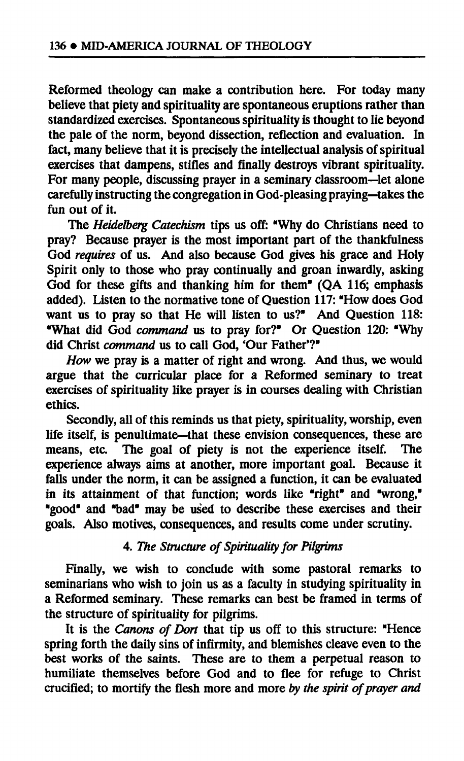Reformed theology can make a contribution here. For today many believe that piety and spirituality are spontaneous eruptions rather than standardized exercises. Spontaneous spirituality is thought to lie beyond the pale of the norm, beyond dissection, reflection and evaluation. In fact, many believe that it is precisely the intellectual analysis of spiritual exercises that dampens, stifles and finally destroys vibrant spirituality. For many people, discussing prayer in a seminary classroom—let alone carefully instructing the congregation in God-pleasing praying—takes the fun out of it.

The *Heidelberg Catechism* tips us off: "Why do Christians need to pray? Because prayer is the most important part of the thankfulness God *requires* of us. And also because God gives his grace and Holy Spirit only to those who pray continually and groan inwardly, asking God for these gifts and thanking him for them" (QA 116; emphasis added). Listen to the normative tone of Question 117: "How does God want us to pray so that He will listen to us?" And Question 118: "What did God *command* us to pray for?" Or Question 120: "Why did Christ *command* us to call God, 'Our Father'?"

*How* we pray is a matter of right and wrong. And thus, we would argue that the curricular place for a Reformed seminary to treat exercises of spirituality like prayer is in courses dealing with Christian ethics.

Secondly, all of this reminds us that piety, spirituality, worship, even life itself, is penultimate—that these envision consequences, these are means, etc. The goal of piety is not the experience itself. The experience always aims at another, more important goal. Because it falls under the norm, it can be assigned a function, it can be evaluated in its attainment of that function; words like "right" and "wrong," "good" and "bad" may be used to describe these exercises and their goals. Also motives, consequences, and results come under scrutiny.

### 4. *The Structure of Spirituality for Pilgrims*

Finally, we wish to conclude with some pastoral remarks to seminarians who wish to join us as a faculty in studying spirituality in a Reformed seminary. These remarks can best be framed in terms of the structure of spirituality for pilgrims.

It is the *Canons of Dort* that tip us off to this structure: "Hence spring forth the daily sins of infirmity, and blemishes cleave even to the best works of the saints. These are to them a perpetual reason to humiliate themselves before God and to flee for refuge to Christ crucified; to mortify the flesh more and more *by the spirit of prayer and*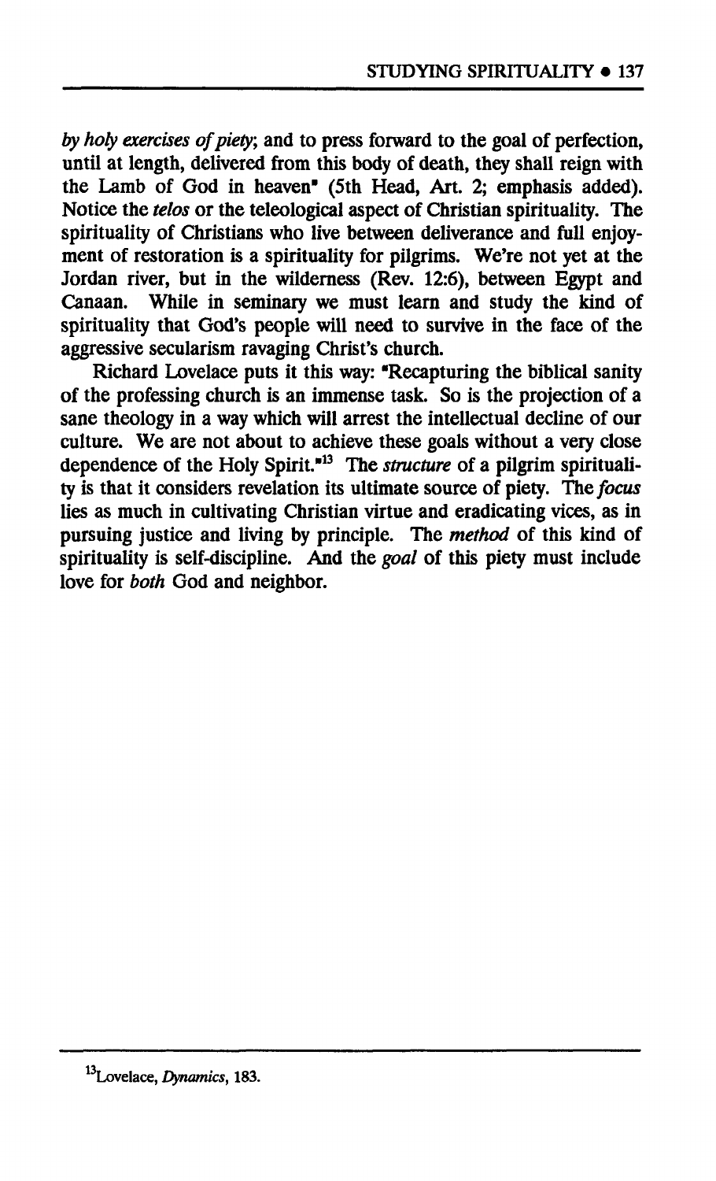*by holy exercises of piety*; and to press forward to the goal of perfection, until at length, delivered from this body of death, they shall reign with the Lamb of God in heaven" (5th Head, Art. 2; emphasis added). Notice the *telos* or the teleological aspect of Christian spirituality. The spirituality of Christians who live between deliverance and full enjoyment of restoration is a spirituality for pilgrims. We're not yet at the Jordan river, but in the wilderness (Rev. 12:6), between Egypt and Canaan. While in seminary we must learn and study the kind of spirituality that God's people will need to survive in the face of the aggressive secularism ravaging Christ's church.

Richard Lovelace puts it this way: "Recapturing the biblical sanity of the professing church is an immense task. So is the projection of a sane theology in a way which will arrest the intellectual decline of our culture. We are not about to achieve these goals without a very close dependence of the Holy Spirit."[13] The *structure* of a pilgrim spirituality is that it considers revelation its ultimate source of piety. The *focus* lies as much in cultivating Christian virtue and eradicating vices, as in pursuing justice and living by principle. The *method* of this kind of spirituality is self-discipline. And the *goal* of this piety must include love for *both* God and neighbor.

---

[13] Lovelace, *Dynamics*, 183.